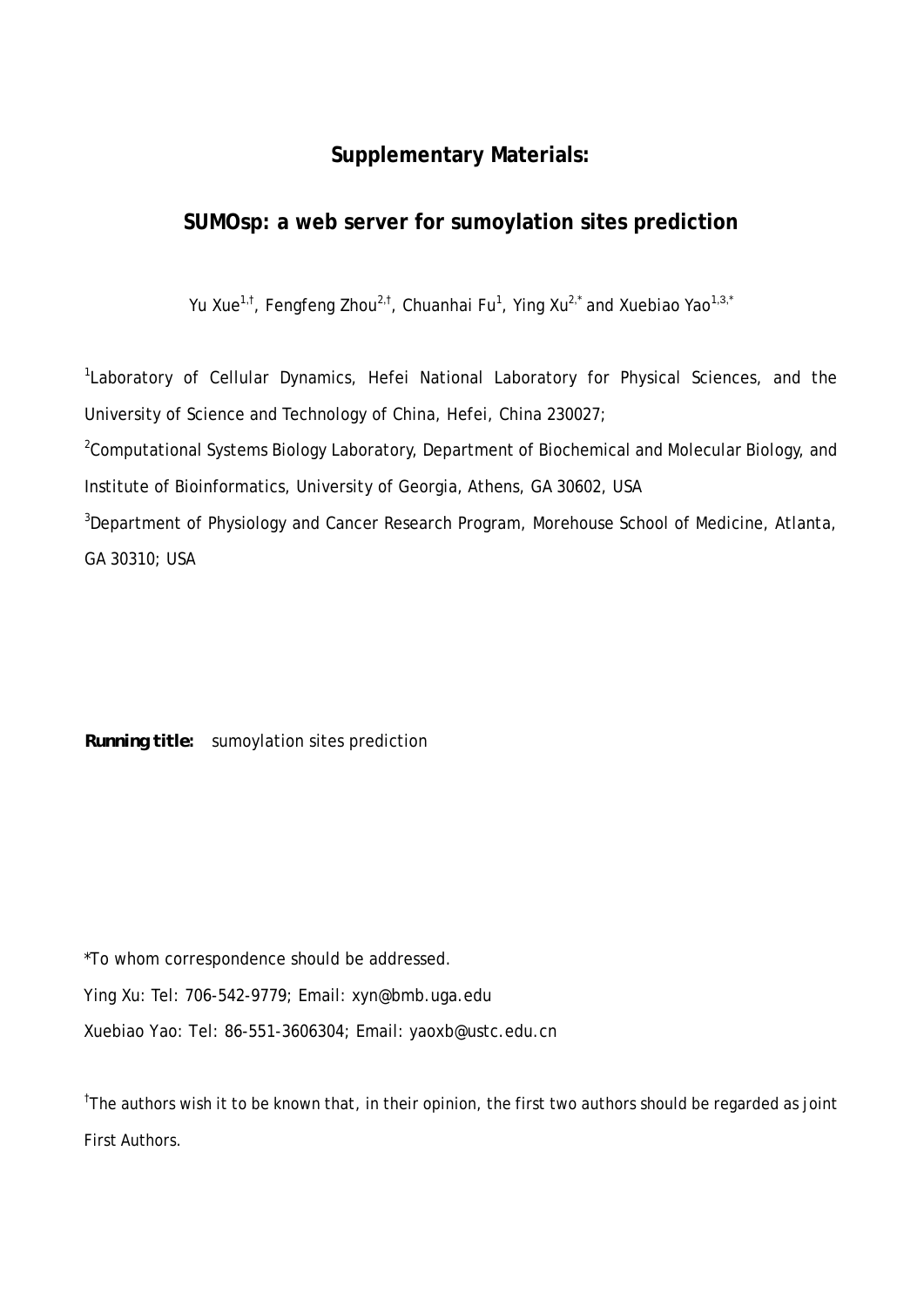# Supplementary Materials:

## SUMOsp: a web server for sumoylation sites prediction

Yu Xue[1,†], Fengfeng Zhou[2,†], Chuanhai Fu[1], Ying Xu[2,*] and Xuebiao Yao[1,3,*]

[1]Laboratory of Cellular Dynamics, Hefei National Laboratory for Physical Sciences, and the University of Science and Technology of China, Hefei, China 230027;

[2]Computational Systems Biology Laboratory, Department of Biochemical and Molecular Biology, and Institute of Bioinformatics, University of Georgia, Athens, GA 30602, USA

[3]Department of Physiology and Cancer Research Program, Morehouse School of Medicine, Atlanta, GA 30310; USA

**Running title:** sumoylation sites prediction

*To whom correspondence should be addressed.

Ying Xu: Tel: 706-542-9779; Email: xyn@bmb.uga.edu

Xuebiao Yao: Tel: 86-551-3606304; Email: yaoxb@ustc.edu.cn

[†]The authors wish it to be known that, in their opinion, the first two authors should be regarded as joint First Authors.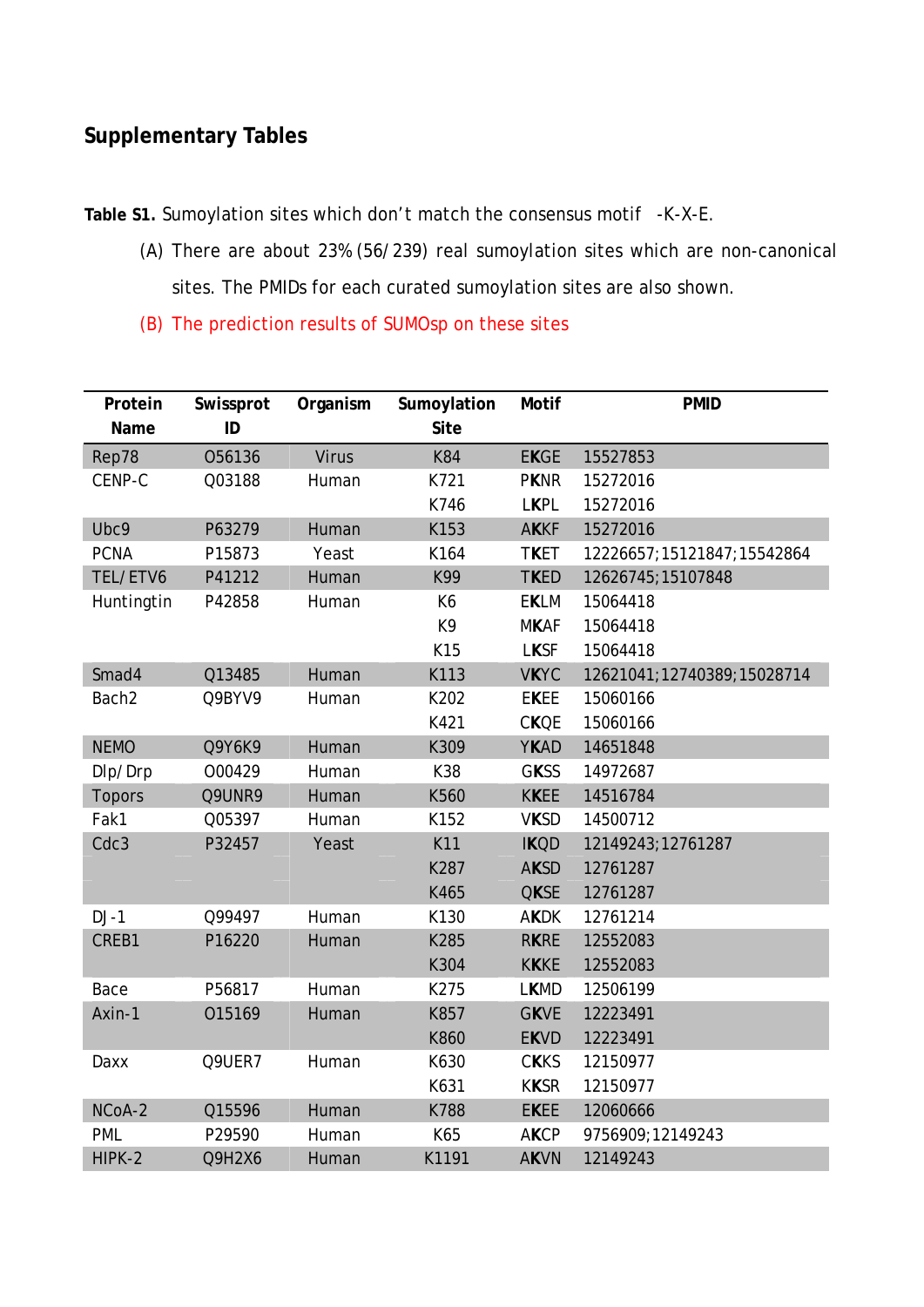## Supplementary Tables

**Table S1.** Sumoylation sites which don't match the consensus motif -K-X-E.

(A) There are about 23% (56/239) real sumoylation sites which are non-canonical sites. The PMIDs for each curated sumoylation sites are also shown.

(B) The prediction results of SUMOsp on these sites

| Protein Name | Swissprot ID | Organism | Sumoylation Site | Motif | PMID |
|---|---|---|---|---|---|
| Rep78 | O56136 | Virus | K84 | E**K**GE | 15527853 |
| CENP-C | Q03188 | Human | K721 | P**K**NR | 15272016 |
| | | | K746 | L**K**PL | 15272016 |
| Ubc9 | P63279 | Human | K153 | A**K**KF | 15272016 |
| PCNA | P15873 | Yeast | K164 | T**K**ET | 12226657;15121847;15542864 |
| TEL/ETV6 | P41212 | Human | K99 | T**K**ED | 12626745;15107848 |
| Huntingtin | P42858 | Human | K6 | E**K**LM | 15064418 |
| | | | K9 | M**K**AF | 15064418 |
| | | | K15 | L**K**SF | 15064418 |
| Smad4 | Q13485 | Human | K113 | V**K**YC | 12621041;12740389;15028714 |
| Bach2 | Q9BYV9 | Human | K202 | E**K**EE | 15060166 |
| | | | K421 | C**K**QE | 15060166 |
| NEMO | Q9Y6K9 | Human | K309 | Y**K**AD | 14651848 |
| Dlp/Drp | O00429 | Human | K38 | G**K**SS | 14972687 |
| Topors | Q9UNR9 | Human | K560 | K**K**EE | 14516784 |
| Fak1 | Q05397 | Human | K152 | V**K**SD | 14500712 |
| Cdc3 | P32457 | Yeast | K11 | I**K**QD | 12149243;12761287 |
| | | | K287 | A**K**SD | 12761287 |
| | | | K465 | Q**K**SE | 12761287 |
| DJ-1 | Q99497 | Human | K130 | A**K**DK | 12761214 |
| CREB1 | P16220 | Human | K285 | R**K**RE | 12552083 |
| | | | K304 | K**K**KE | 12552083 |
| Bace | P56817 | Human | K275 | L**K**MD | 12506199 |
| Axin-1 | O15169 | Human | K857 | G**K**VE | 12223491 |
| | | | K860 | E**K**VD | 12223491 |
| Daxx | Q9UER7 | Human | K630 | C**K**KS | 12150977 |
| | | | K631 | K**K**SR | 12150977 |
| NCoA-2 | Q15596 | Human | K788 | E**K**EE | 12060666 |
| PML | P29590 | Human | K65 | A**K**CP | 9756909;12149243 |
| HIPK-2 | Q9H2X6 | Human | K1191 | A**K**VN | 12149243 |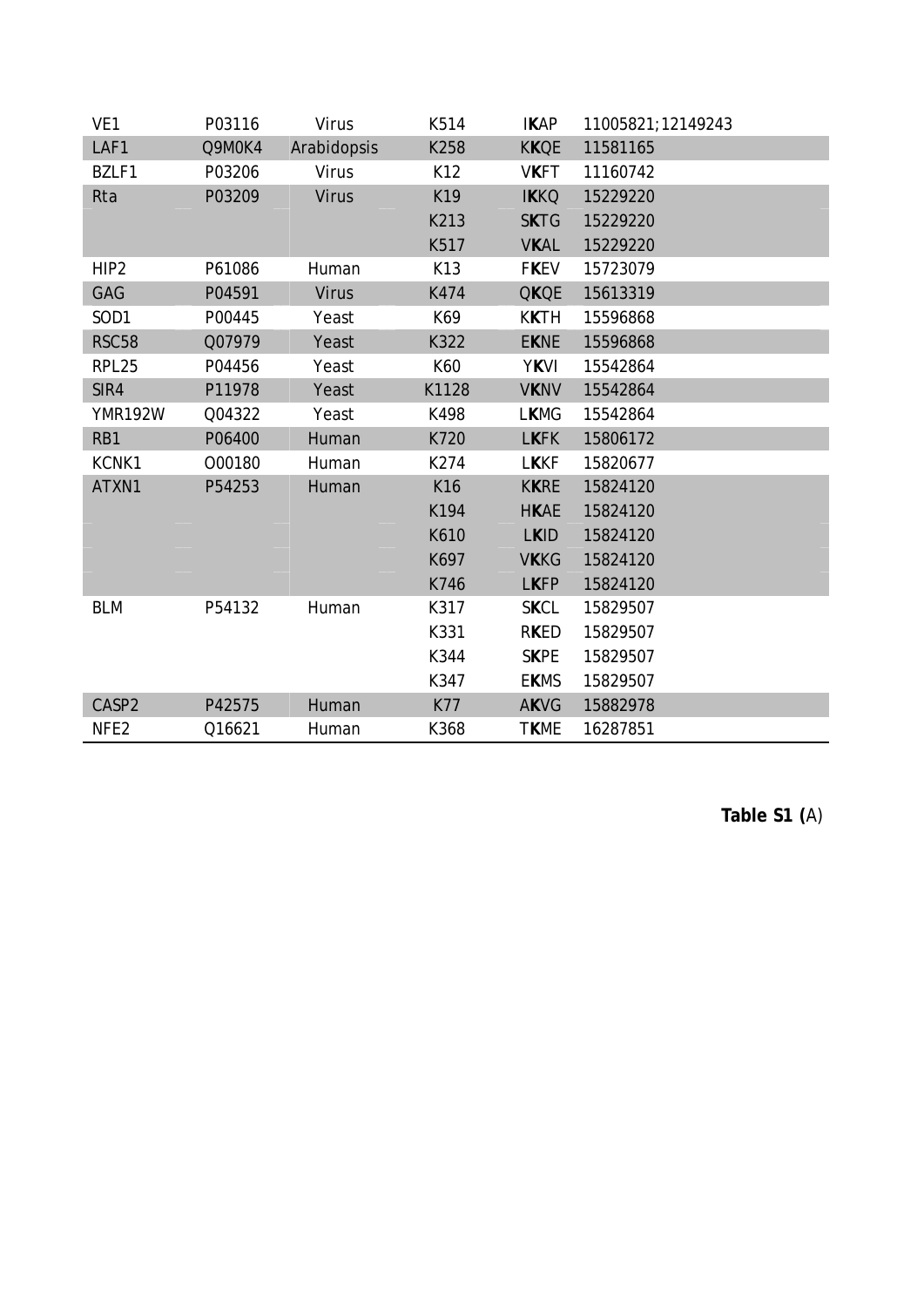| VE1 | P03116 | Virus | K514 | I**K**AP | 11005821;12149243 |
|---|---|---|---|---|---|
| LAF1 | Q9M0K4 | Arabidopsis | K258 | K**K**QE | 11581165 |
| BZLF1 | P03206 | Virus | K12 | V**K**FT | 11160742 |
| Rta | P03209 | Virus | K19 | I**K**KQ | 15229220 |
| | | | K213 | S**K**TG | 15229220 |
| | | | K517 | V**K**AL | 15229220 |
| HIP2 | P61086 | Human | K13 | F**K**EV | 15723079 |
| GAG | P04591 | Virus | K474 | Q**K**QE | 15613319 |
| SOD1 | P00445 | Yeast | K69 | K**K**TH | 15596868 |
| RSC58 | Q07979 | Yeast | K322 | E**K**NE | 15596868 |
| RPL25 | P04456 | Yeast | K60 | Y**K**VI | 15542864 |
| SIR4 | P11978 | Yeast | K1128 | V**K**NV | 15542864 |
| YMR192W | Q04322 | Yeast | K498 | L**K**MG | 15542864 |
| RB1 | P06400 | Human | K720 | L**K**FK | 15806172 |
| KCNK1 | O00180 | Human | K274 | L**K**KF | 15820677 |
| ATXN1 | P54253 | Human | K16 | K**K**RE | 15824120 |
| | | | K194 | H**K**AE | 15824120 |
| | | | K610 | L**K**ID | 15824120 |
| | | | K697 | V**K**KG | 15824120 |
| | | | K746 | L**K**FP | 15824120 |
| BLM | P54132 | Human | K317 | S**K**CL | 15829507 |
| | | | K331 | R**K**ED | 15829507 |
| | | | K344 | S**K**PE | 15829507 |
| | | | K347 | E**K**MS | 15829507 |
| CASP2 | P42575 | Human | K77 | A**K**VG | 15882978 |
| NFE2 | Q16621 | Human | K368 | T**K**ME | 16287851 |

**Table S1 (**A)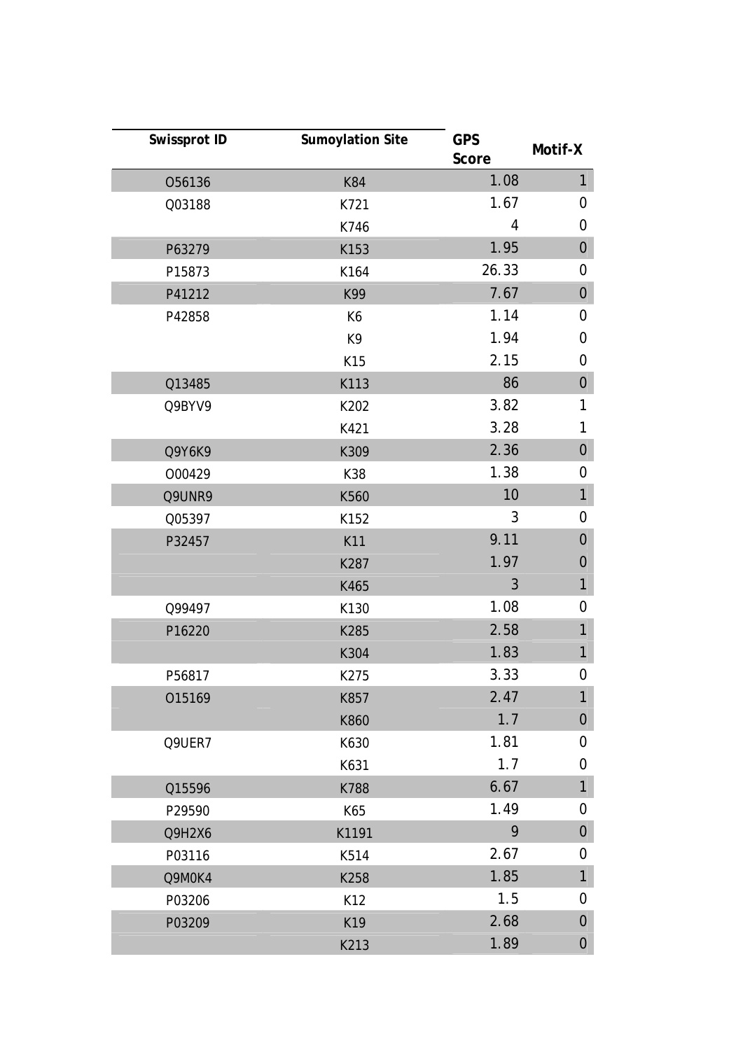| Swissprot ID | Sumoylation Site | GPS Score | Motif-X |
|---|---|---|---|
| O56136 | K84 | 1.08 | 1 |
| Q03188 | K721 | 1.67 | 0 |
| | K746 | 4 | 0 |
| P63279 | K153 | 1.95 | 0 |
| P15873 | K164 | 26.33 | 0 |
| P41212 | K99 | 7.67 | 0 |
| P42858 | K6 | 1.14 | 0 |
| | K9 | 1.94 | 0 |
| | K15 | 2.15 | 0 |
| Q13485 | K113 | 86 | 0 |
| Q9BYV9 | K202 | 3.82 | 1 |
| | K421 | 3.28 | 1 |
| Q9Y6K9 | K309 | 2.36 | 0 |
| O00429 | K38 | 1.38 | 0 |
| Q9UNR9 | K560 | 10 | 1 |
| Q05397 | K152 | 3 | 0 |
| P32457 | K11 | 9.11 | 0 |
| | K287 | 1.97 | 0 |
| | K465 | 3 | 1 |
| Q99497 | K130 | 1.08 | 0 |
| P16220 | K285 | 2.58 | 1 |
| | K304 | 1.83 | 1 |
| P56817 | K275 | 3.33 | 0 |
| O15169 | K857 | 2.47 | 1 |
| | K860 | 1.7 | 0 |
| Q9UER7 | K630 | 1.81 | 0 |
| | K631 | 1.7 | 0 |
| Q15596 | K788 | 6.67 | 1 |
| P29590 | K65 | 1.49 | 0 |
| Q9H2X6 | K1191 | 9 | 0 |
| P03116 | K514 | 2.67 | 0 |
| Q9M0K4 | K258 | 1.85 | 1 |
| P03206 | K12 | 1.5 | 0 |
| P03209 | K19 | 2.68 | 0 |
| | K213 | 1.89 | 0 |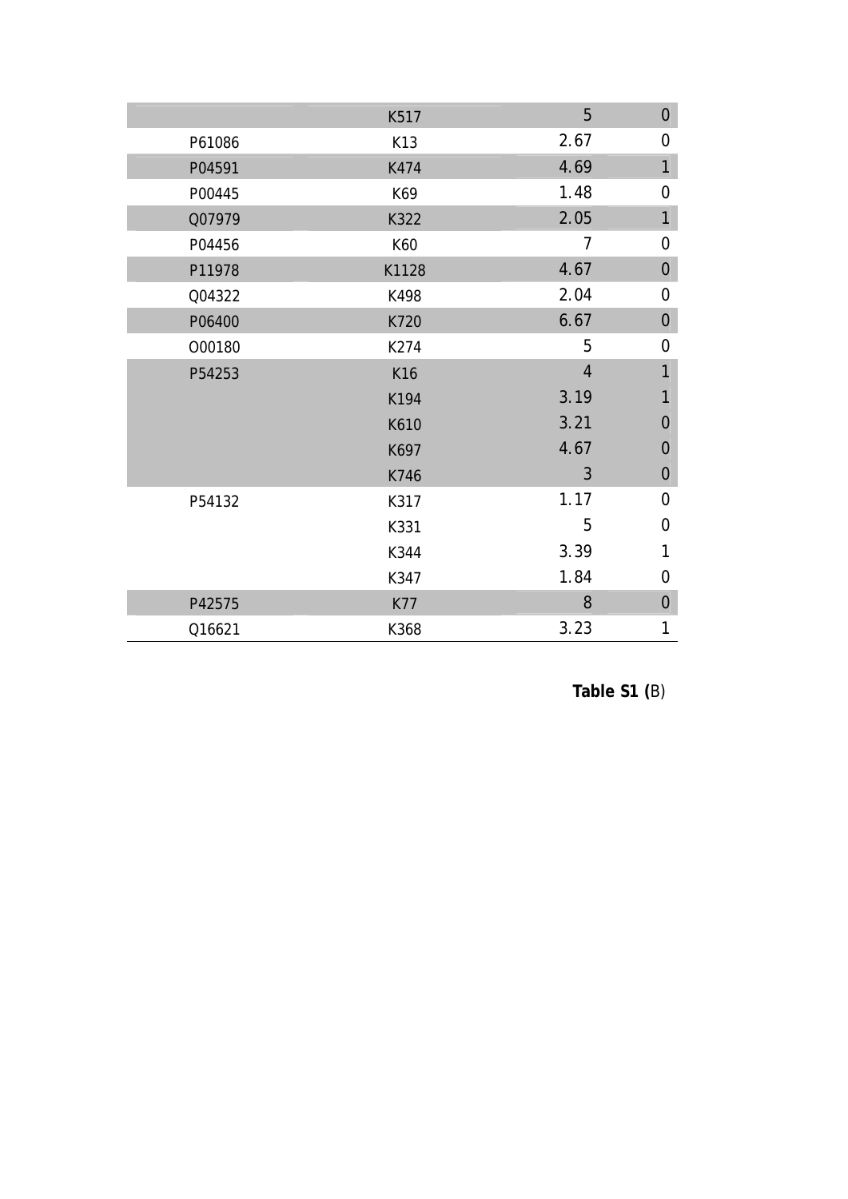| | | | |
|---|---|---|---|
| | K517 | 5 | 0 |
| P61086 | K13 | 2.67 | 0 |
| P04591 | K474 | 4.69 | 1 |
| P00445 | K69 | 1.48 | 0 |
| Q07979 | K322 | 2.05 | 1 |
| P04456 | K60 | 7 | 0 |
| P11978 | K1128 | 4.67 | 0 |
| Q04322 | K498 | 2.04 | 0 |
| P06400 | K720 | 6.67 | 0 |
| O00180 | K274 | 5 | 0 |
| P54253 | K16 | 4 | 1 |
| | K194 | 3.19 | 1 |
| | K610 | 3.21 | 0 |
| | K697 | 4.67 | 0 |
| | K746 | 3 | 0 |
| P54132 | K317 | 1.17 | 0 |
| | K331 | 5 | 0 |
| | K344 | 3.39 | 1 |
| | K347 | 1.84 | 0 |
| P42575 | K77 | 8 | 0 |
| Q16621 | K368 | 3.23 | 1 |

**Table S1 (**B)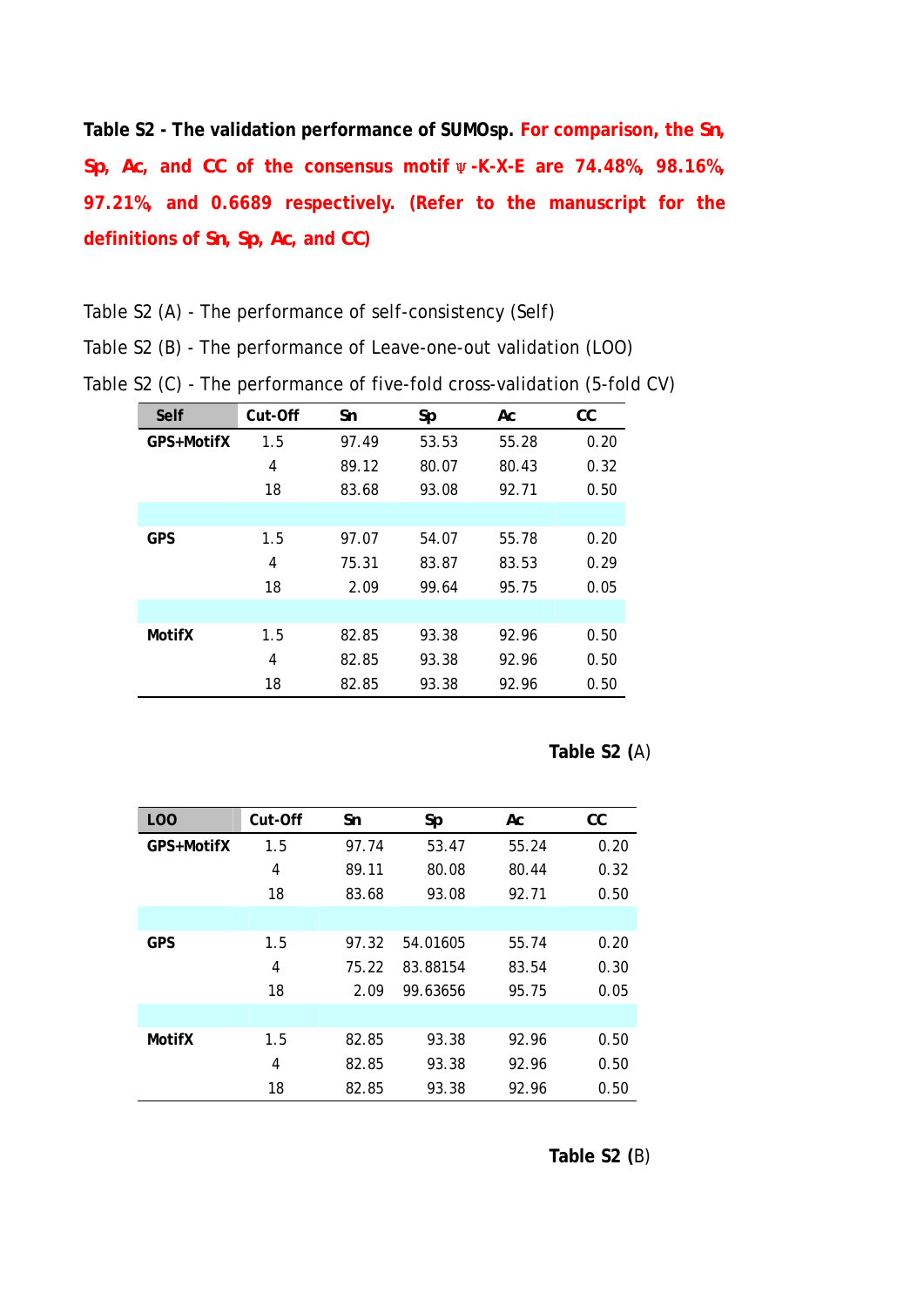**Table S2 - The validation performance of SUMOsp.** **For comparison, the Sn, Sp, Ac, and CC of the consensus motif ψ-K-X-E are 74.48%, 98.16%, 97.21%, and 0.6689 respectively. (Refer to the manuscript for the definitions of Sn, Sp, Ac, and CC)**

Table S2 (A) - The performance of self-consistency (Self)

Table S2 (B) - The performance of Leave-one-out validation (LOO)

Table S2 (C) - The performance of five-fold cross-validation (5-fold CV)

| Self | Cut-Off | Sn | Sp | Ac | CC |
|---|---|---|---|---|---|
| **GPS+MotifX** | 1.5 | 97.49 | 53.53 | 55.28 | 0.20 |
| | 4 | 89.12 | 80.07 | 80.43 | 0.32 |
| | 18 | 83.68 | 93.08 | 92.71 | 0.50 |
| | | | | | |
| **GPS** | 1.5 | 97.07 | 54.07 | 55.78 | 0.20 |
| | 4 | 75.31 | 83.87 | 83.53 | 0.29 |
| | 18 | 2.09 | 99.64 | 95.75 | 0.05 |
| | | | | | |
| **MotifX** | 1.5 | 82.85 | 93.38 | 92.96 | 0.50 |
| | 4 | 82.85 | 93.38 | 92.96 | 0.50 |
| | 18 | 82.85 | 93.38 | 92.96 | 0.50 |

**Table S2 (**A)

| LOO | Cut-Off | Sn | Sp | Ac | CC |
|---|---|---|---|---|---|
| **GPS+MotifX** | 1.5 | 97.74 | 53.47 | 55.24 | 0.20 |
| | 4 | 89.11 | 80.08 | 80.44 | 0.32 |
| | 18 | 83.68 | 93.08 | 92.71 | 0.50 |
| | | | | | |
| **GPS** | 1.5 | 97.32 | 54.01605 | 55.74 | 0.20 |
| | 4 | 75.22 | 83.88154 | 83.54 | 0.30 |
| | 18 | 2.09 | 99.63656 | 95.75 | 0.05 |
| | | | | | |
| **MotifX** | 1.5 | 82.85 | 93.38 | 92.96 | 0.50 |
| | 4 | 82.85 | 93.38 | 92.96 | 0.50 |
| | 18 | 82.85 | 93.38 | 92.96 | 0.50 |

**Table S2 (**B)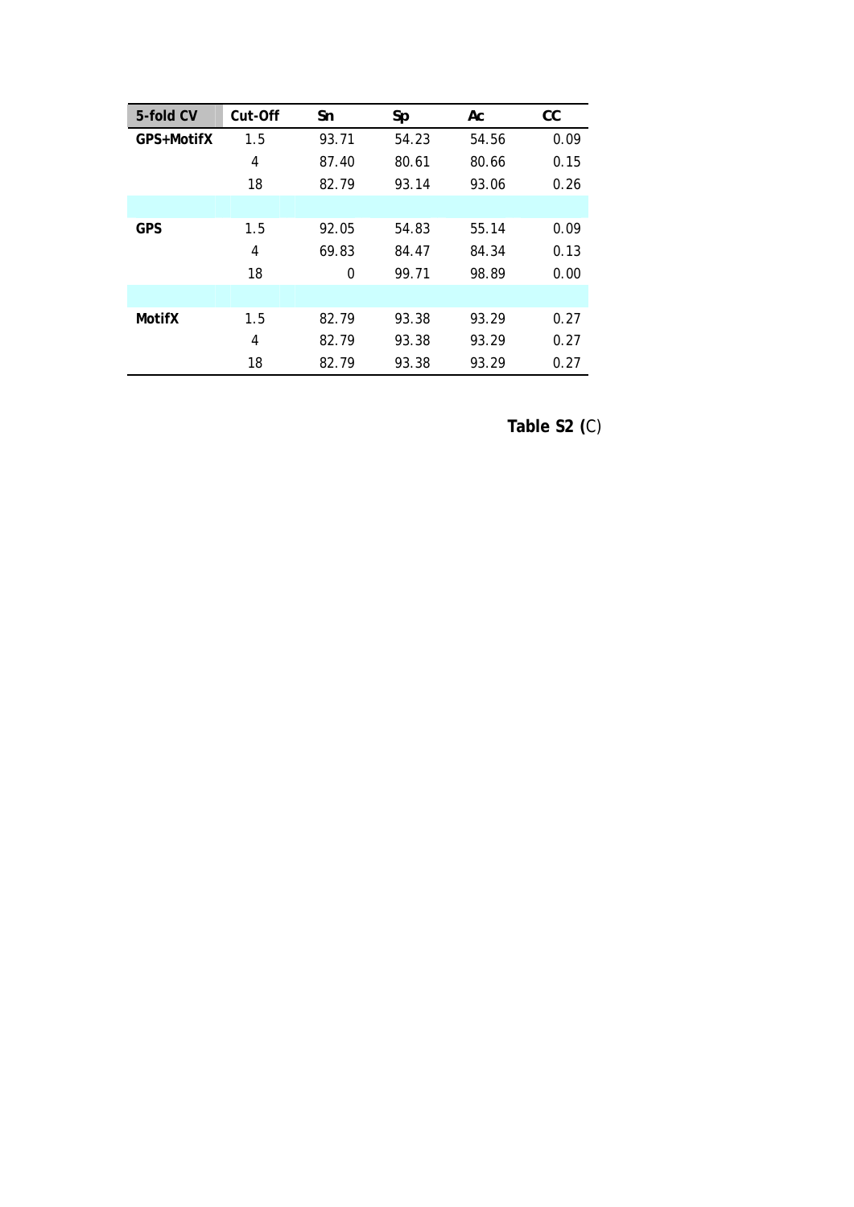| 5-fold CV | Cut-Off | Sn | Sp | Ac | CC |
|---|---|---|---|---|---|
| **GPS+MotifX** | 1.5 | 93.71 | 54.23 | 54.56 | 0.09 |
| | 4 | 87.40 | 80.61 | 80.66 | 0.15 |
| | 18 | 82.79 | 93.14 | 93.06 | 0.26 |
| | | | | | |
| **GPS** | 1.5 | 92.05 | 54.83 | 55.14 | 0.09 |
| | 4 | 69.83 | 84.47 | 84.34 | 0.13 |
| | 18 | 0 | 99.71 | 98.89 | 0.00 |
| | | | | | |
| **MotifX** | 1.5 | 82.79 | 93.38 | 93.29 | 0.27 |
| | 4 | 82.79 | 93.38 | 93.29 | 0.27 |
| | 18 | 82.79 | 93.38 | 93.29 | 0.27 |

**Table S2 (**C)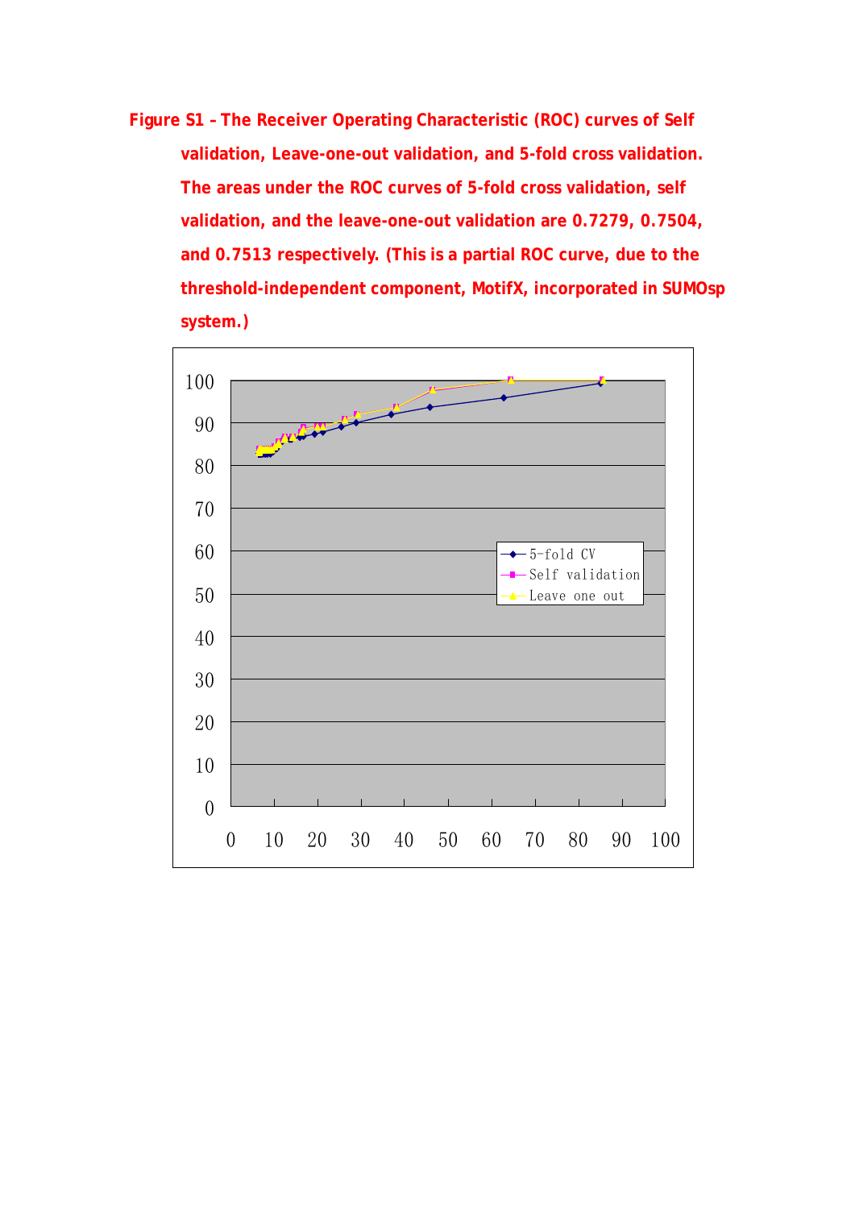**Figure S1 – The Receiver Operating Characteristic (ROC) curves of Self validation, Leave-one-out validation, and 5-fold cross validation. The areas under the ROC curves of 5-fold cross validation, self validation, and the leave-one-out validation are 0.7279, 0.7504, and 0.7513 respectively. (This is a partial ROC curve, due to the threshold-independent component, MotifX, incorporated in SUMOsp system.)**

100
90
80
70
60
50
40
30
20
10
0

0 10 20 30 40 50 60 70 80 90 100

5-fold CV
Self validation
Leave one out